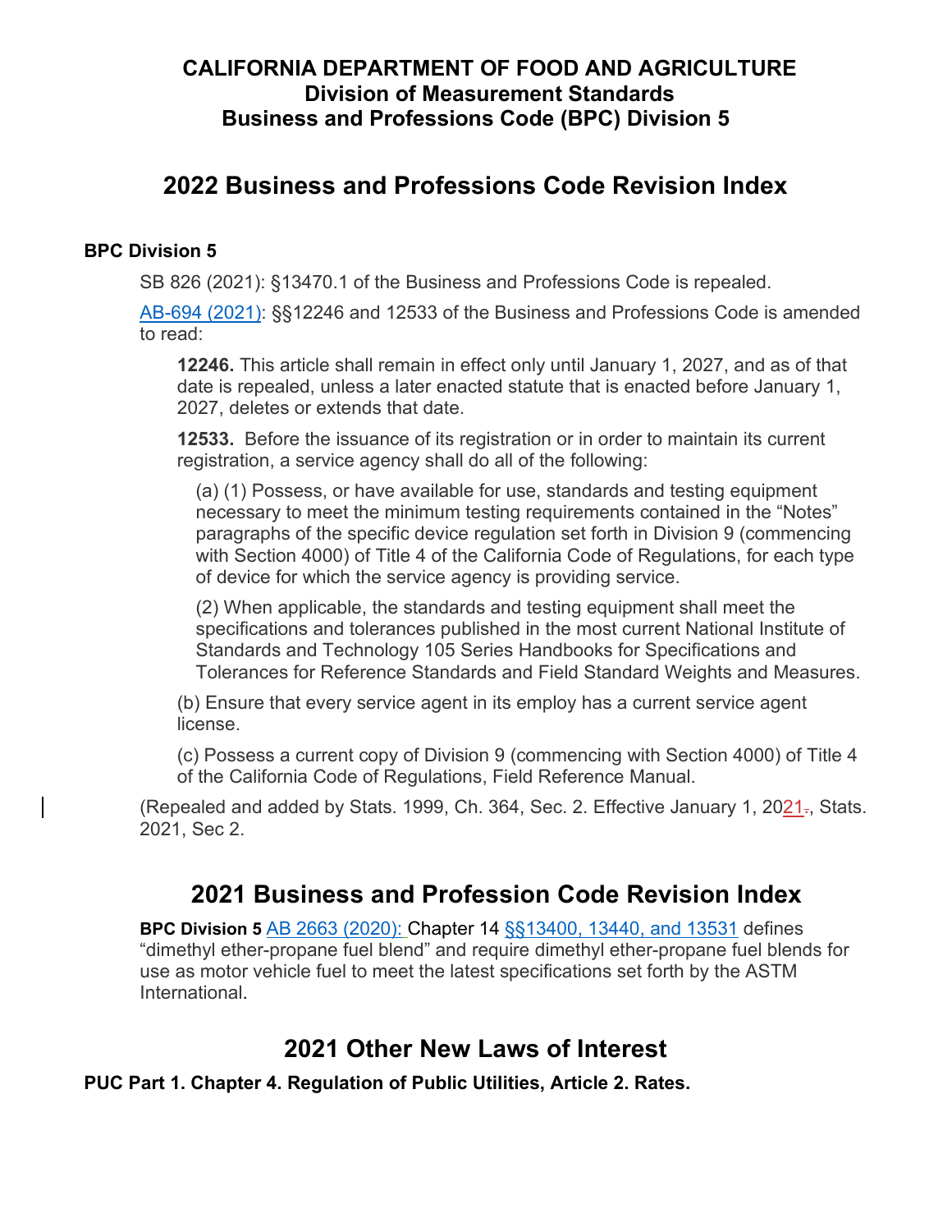## CALIFORNIA DEPARTMENT OF FOOD AND AGRICULTURE
## Division of Measurement Standards
## Business and Professions Code (BPC) Division 5

# 2022 Business and Professions Code Revision Index

**BPC Division 5**

SB 826 (2021): §13470.1 of the Business and Professions Code is repealed.

AB-694 (2021): §§12246 and 12533 of the Business and Professions Code is amended to read:

> **12246.** This article shall remain in effect only until January 1, 2027, and as of that date is repealed, unless a later enacted statute that is enacted before January 1, 2027, deletes or extends that date.
>
> **12533.** Before the issuance of its registration or in order to maintain its current registration, a service agency shall do all of the following:
>
> (a) (1) Possess, or have available for use, standards and testing equipment necessary to meet the minimum testing requirements contained in the "Notes" paragraphs of the specific device regulation set forth in Division 9 (commencing with Section 4000) of Title 4 of the California Code of Regulations, for each type of device for which the service agency is providing service.
>
> (2) When applicable, the standards and testing equipment shall meet the specifications and tolerances published in the most current National Institute of Standards and Technology 105 Series Handbooks for Specifications and Tolerances for Reference Standards and Field Standard Weights and Measures.
>
> (b) Ensure that every service agent in its employ has a current service agent license.
>
> (c) Possess a current copy of Division 9 (commencing with Section 4000) of Title 4 of the California Code of Regulations, Field Reference Manual.

(Repealed and added by Stats. 1999, Ch. 364, Sec. 2. Effective January 1, 2021, Stats. 2021, Sec 2.

# 2021 Business and Profession Code Revision Index

**BPC Division 5** AB 2663 (2020): Chapter 14 §§13400, 13440, and 13531 defines "dimethyl ether-propane fuel blend" and require dimethyl ether-propane fuel blends for use as motor vehicle fuel to meet the latest specifications set forth by the ASTM International.

# 2021 Other New Laws of Interest

**PUC Part 1. Chapter 4. Regulation of Public Utilities, Article 2. Rates.**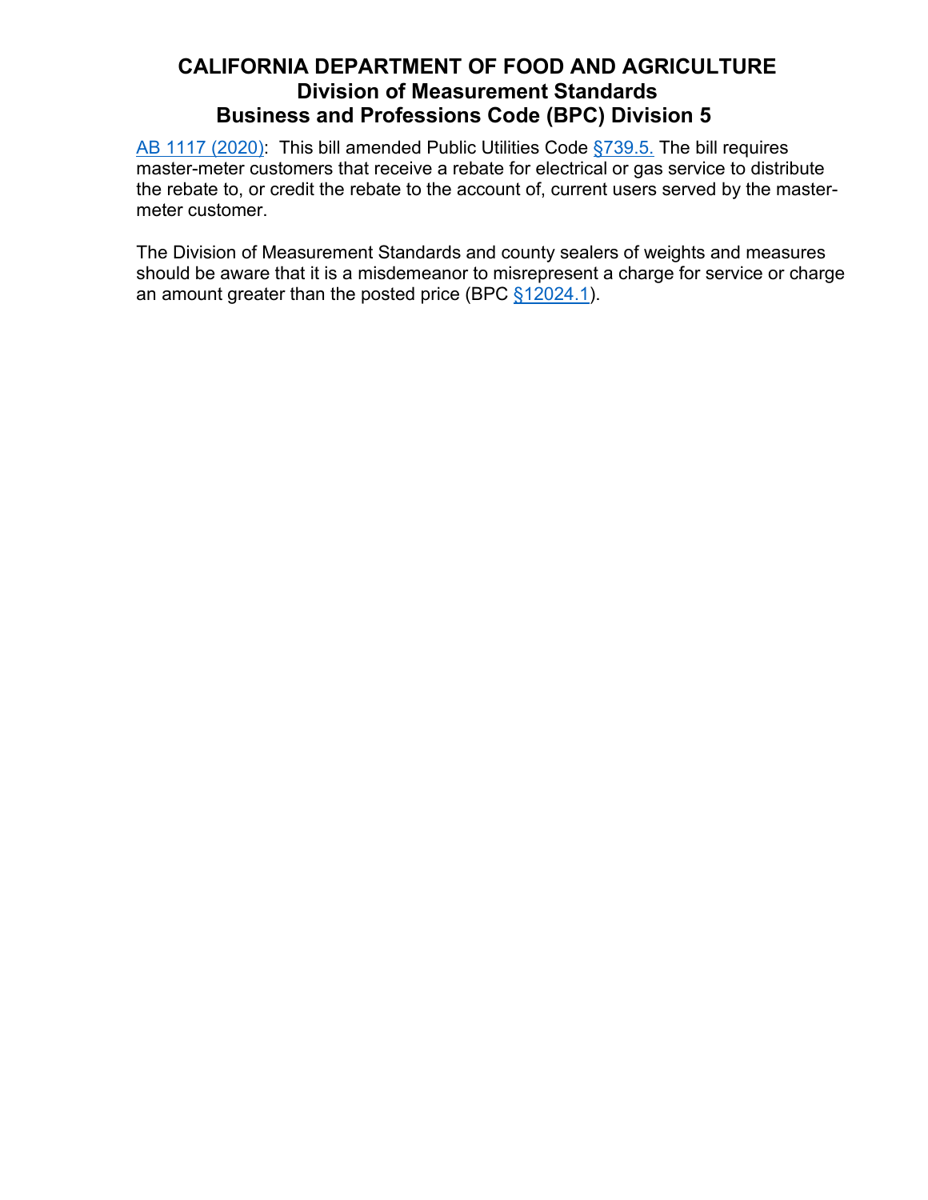AB 1117 (2020): This bill amended Public Utilities Code §739.5. The bill requires master-meter customers that receive a rebate for electrical or gas service to distribute the rebate to, or credit the rebate to the account of, current users served by the master-meter customer.

The Division of Measurement Standards and county sealers of weights and measures should be aware that it is a misdemeanor to misrepresent a charge for service or charge an amount greater than the posted price (BPC §12024.1).